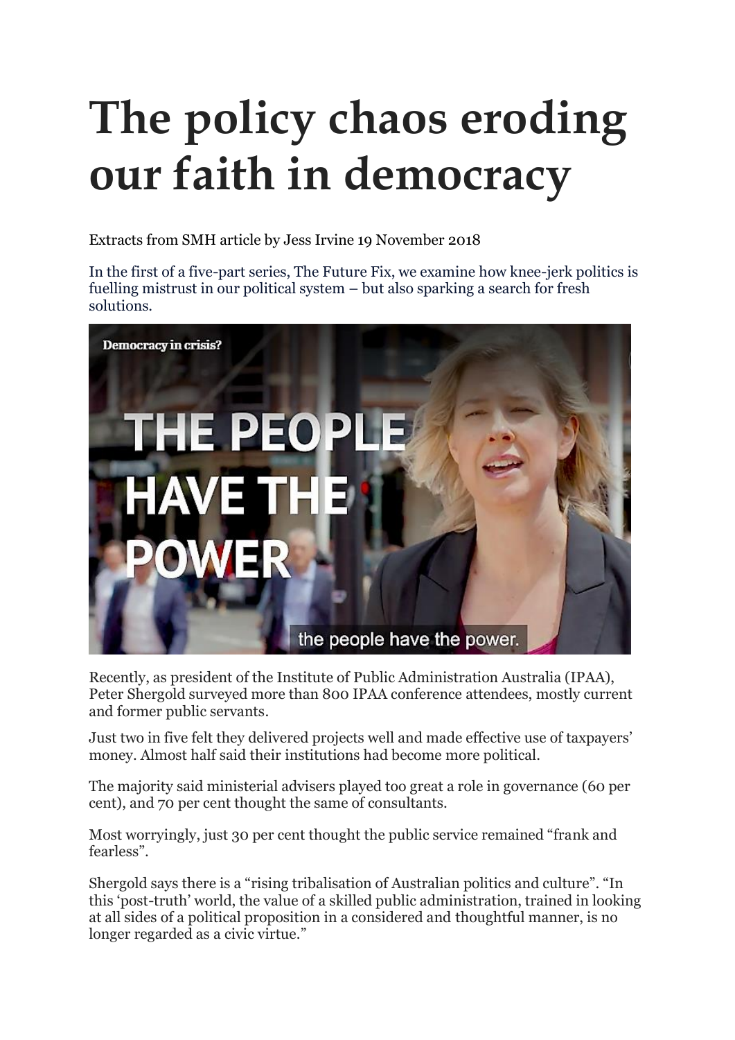# The policy chaos eroding our faith in democracy

Extracts from SMH article by Jess Irvine 19 November 2018

In the first of a five-part series, The Future Fix, we examine how knee-jerk politics is fuelling mistrust in our political system – but also sparking a search for fresh solutions.

Recently, as president of the Institute of Public Administration Australia (IPAA), Peter Shergold surveyed more than 800 IPAA conference attendees, mostly current and former public servants.

Just two in five felt they delivered projects well and made effective use of taxpayers' money. Almost half said their institutions had become more political.

The majority said ministerial advisers played too great a role in governance (60 per cent), and 70 per cent thought the same of consultants.

Most worryingly, just 30 per cent thought the public service remained "frank and fearless".

Shergold says there is a "rising tribalisation of Australian politics and culture". "In this 'post-truth' world, the value of a skilled public administration, trained in looking at all sides of a political proposition in a considered and thoughtful manner, is no longer regarded as a civic virtue."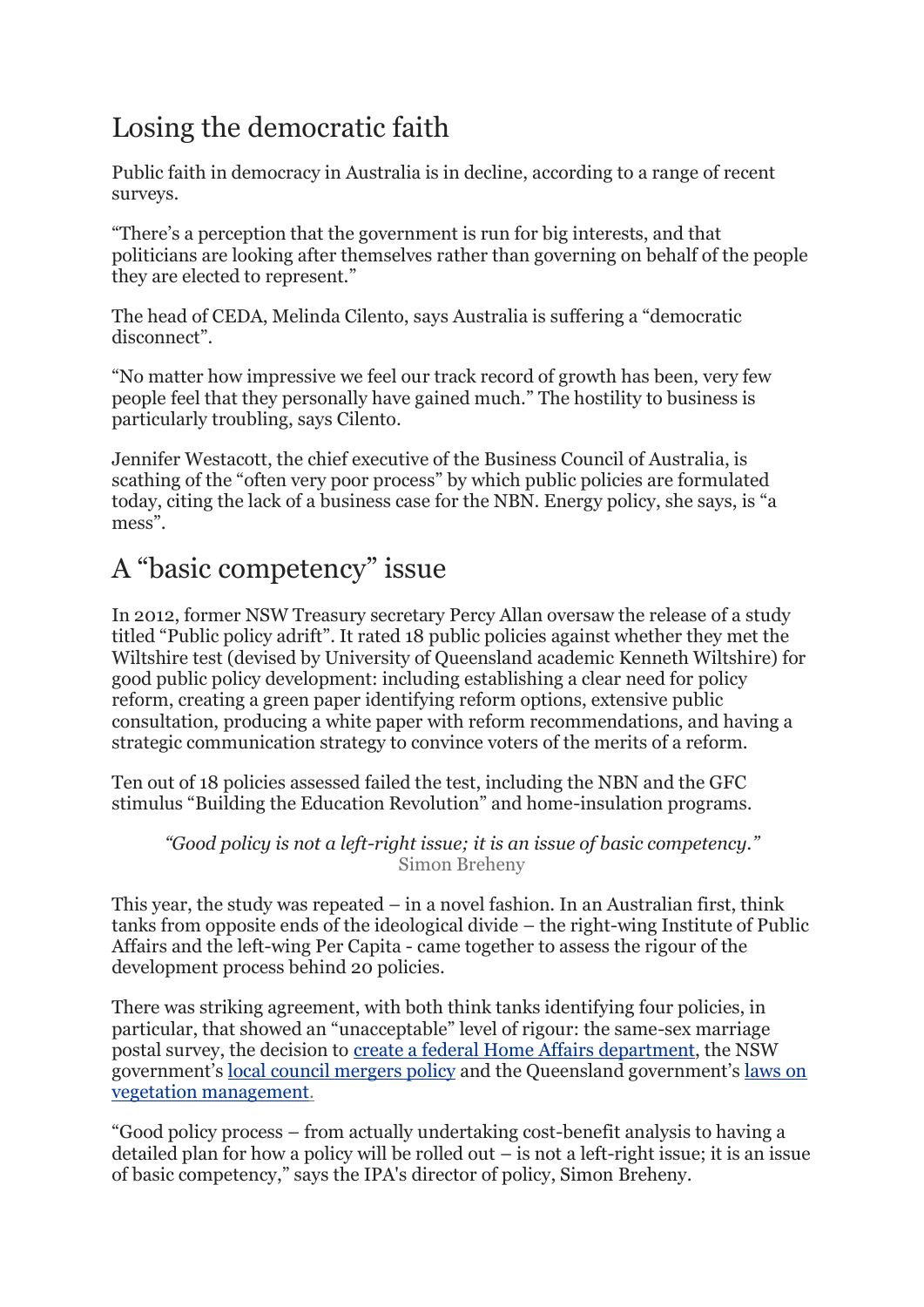## Losing the democratic faith

Public faith in democracy in Australia is in decline, according to a range of recent surveys.

"There's a perception that the government is run for big interests, and that politicians are looking after themselves rather than governing on behalf of the people they are elected to represent."

The head of CEDA, Melinda Cilento, says Australia is suffering a "democratic disconnect".

"No matter how impressive we feel our track record of growth has been, very few people feel that they personally have gained much." The hostility to business is particularly troubling, says Cilento.

Jennifer Westacott, the chief executive of the Business Council of Australia, is scathing of the "often very poor process" by which public policies are formulated today, citing the lack of a business case for the NBN. Energy policy, she says, is "a mess".

## A "basic competency" issue

In 2012, former NSW Treasury secretary Percy Allan oversaw the release of a study titled "Public policy adrift". It rated 18 public policies against whether they met the Wiltshire test (devised by University of Queensland academic Kenneth Wiltshire) for good public policy development: including establishing a clear need for policy reform, creating a green paper identifying reform options, extensive public consultation, producing a white paper with reform recommendations, and having a strategic communication strategy to convince voters of the merits of a reform.

Ten out of 18 policies assessed failed the test, including the NBN and the GFC stimulus "Building the Education Revolution" and home-insulation programs.

> *"Good policy is not a left-right issue; it is an issue of basic competency."*
> Simon Breheny

This year, the study was repeated – in a novel fashion. In an Australian first, think tanks from opposite ends of the ideological divide – the right-wing Institute of Public Affairs and the left-wing Per Capita - came together to assess the rigour of the development process behind 20 policies.

There was striking agreement, with both think tanks identifying four policies, in particular, that showed an "unacceptable" level of rigour: the same-sex marriage postal survey, the decision to create a federal Home Affairs department, the NSW government's local council mergers policy and the Queensland government's laws on vegetation management.

"Good policy process – from actually undertaking cost-benefit analysis to having a detailed plan for how a policy will be rolled out – is not a left-right issue; it is an issue of basic competency," says the IPA's director of policy, Simon Breheny.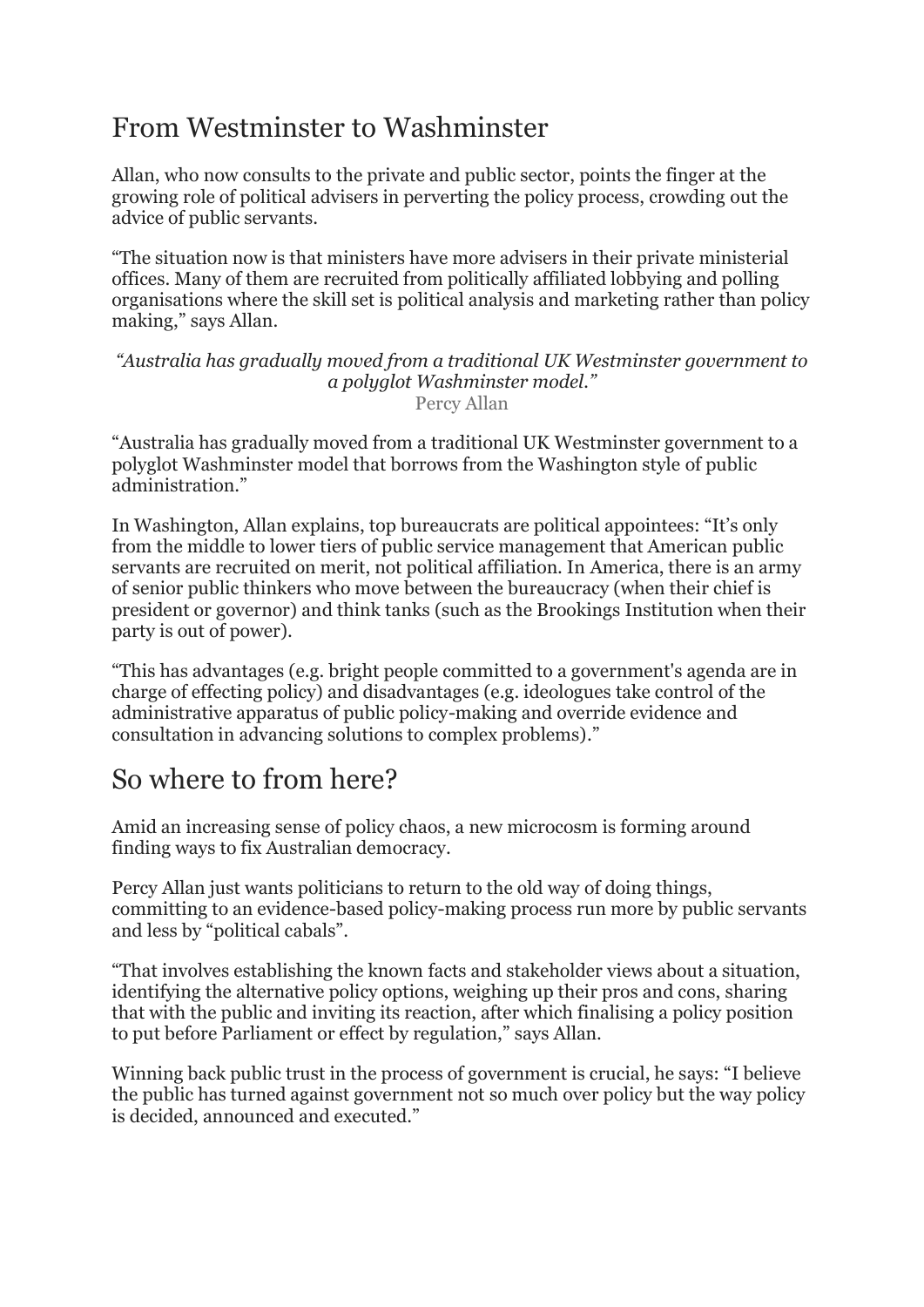## From Westminster to Washminster

Allan, who now consults to the private and public sector, points the finger at the growing role of political advisers in perverting the policy process, crowding out the advice of public servants.

"The situation now is that ministers have more advisers in their private ministerial offices. Many of them are recruited from politically affiliated lobbying and polling organisations where the skill set is political analysis and marketing rather than policy making," says Allan.

> *"Australia has gradually moved from a traditional UK Westminster government to a polyglot Washminster model."*
> Percy Allan

"Australia has gradually moved from a traditional UK Westminster government to a polyglot Washminster model that borrows from the Washington style of public administration."

In Washington, Allan explains, top bureaucrats are political appointees: "It's only from the middle to lower tiers of public service management that American public servants are recruited on merit, not political affiliation. In America, there is an army of senior public thinkers who move between the bureaucracy (when their chief is president or governor) and think tanks (such as the Brookings Institution when their party is out of power).

"This has advantages (e.g. bright people committed to a government's agenda are in charge of effecting policy) and disadvantages (e.g. ideologues take control of the administrative apparatus of public policy-making and override evidence and consultation in advancing solutions to complex problems)."

## So where to from here?

Amid an increasing sense of policy chaos, a new microcosm is forming around finding ways to fix Australian democracy.

Percy Allan just wants politicians to return to the old way of doing things, committing to an evidence-based policy-making process run more by public servants and less by "political cabals".

"That involves establishing the known facts and stakeholder views about a situation, identifying the alternative policy options, weighing up their pros and cons, sharing that with the public and inviting its reaction, after which finalising a policy position to put before Parliament or effect by regulation," says Allan.

Winning back public trust in the process of government is crucial, he says: "I believe the public has turned against government not so much over policy but the way policy is decided, announced and executed."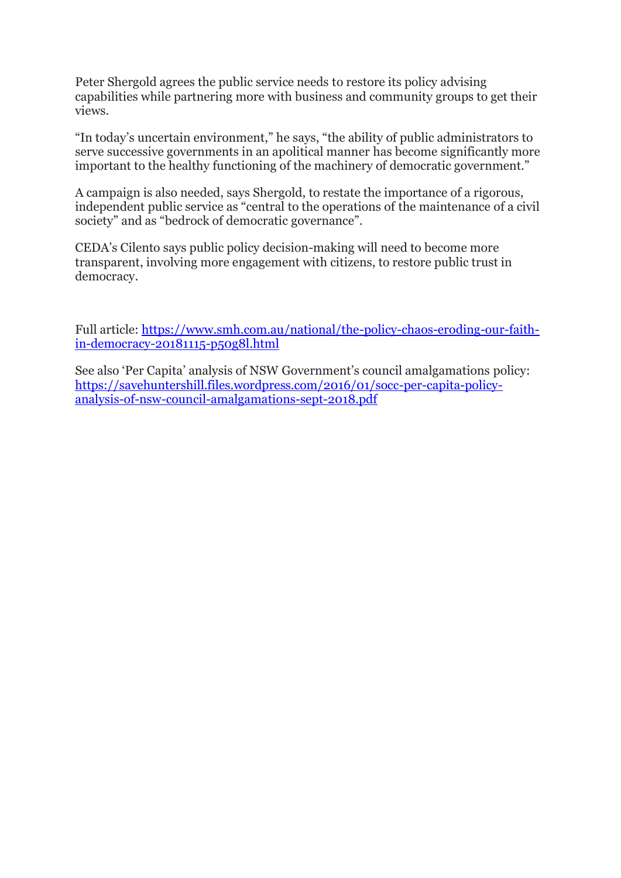Peter Shergold agrees the public service needs to restore its policy advising capabilities while partnering more with business and community groups to get their views.

"In today's uncertain environment," he says, "the ability of public administrators to serve successive governments in an apolitical manner has become significantly more important to the healthy functioning of the machinery of democratic government."

A campaign is also needed, says Shergold, to restate the importance of a rigorous, independent public service as "central to the operations of the maintenance of a civil society" and as "bedrock of democratic governance".

CEDA's Cilento says public policy decision-making will need to become more transparent, involving more engagement with citizens, to restore public trust in democracy.

Full article: [https://www.smh.com.au/national/the-policy-chaos-eroding-our-faith-in-democracy-20181115-p50g8l.html](https://www.smh.com.au/national/the-policy-chaos-eroding-our-faith-in-democracy-20181115-p50g8l.html)

See also 'Per Capita' analysis of NSW Government's council amalgamations policy: [https://savehuntershill.files.wordpress.com/2016/01/socc-per-capita-policy-analysis-of-nsw-council-amalgamations-sept-2018.pdf](https://savehuntershill.files.wordpress.com/2016/01/socc-per-capita-policy-analysis-of-nsw-council-amalgamations-sept-2018.pdf)